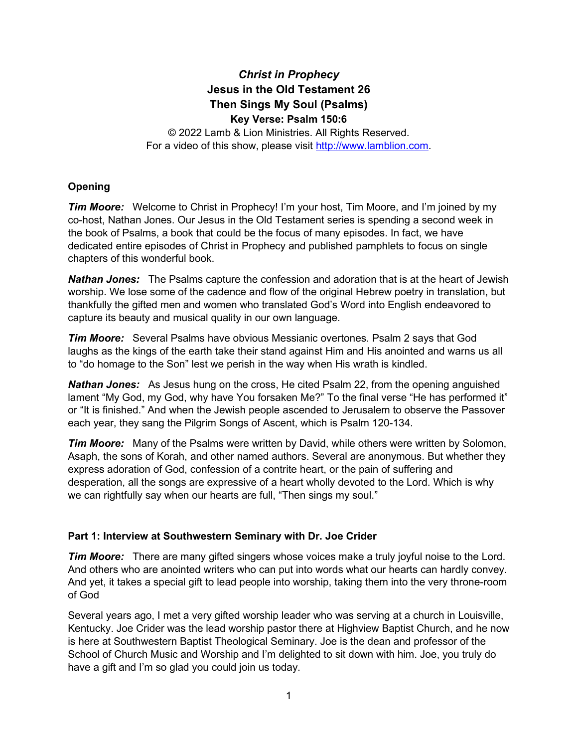# *Christ in Prophecy*
## Jesus in the Old Testament 26
## Then Sings My Soul (Psalms)
### Key Verse: Psalm 150:6

© 2022 Lamb & Lion Ministries. All Rights Reserved.
For a video of this show, please visit http://www.lamblion.com.

### Opening

***Tim Moore:*** Welcome to Christ in Prophecy! I'm your host, Tim Moore, and I'm joined by my co-host, Nathan Jones. Our Jesus in the Old Testament series is spending a second week in the book of Psalms, a book that could be the focus of many episodes. In fact, we have dedicated entire episodes of Christ in Prophecy and published pamphlets to focus on single chapters of this wonderful book.

***Nathan Jones:*** The Psalms capture the confession and adoration that is at the heart of Jewish worship. We lose some of the cadence and flow of the original Hebrew poetry in translation, but thankfully the gifted men and women who translated God's Word into English endeavored to capture its beauty and musical quality in our own language.

***Tim Moore:*** Several Psalms have obvious Messianic overtones. Psalm 2 says that God laughs as the kings of the earth take their stand against Him and His anointed and warns us all to "do homage to the Son" lest we perish in the way when His wrath is kindled.

***Nathan Jones:*** As Jesus hung on the cross, He cited Psalm 22, from the opening anguished lament "My God, my God, why have You forsaken Me?" To the final verse "He has performed it" or "It is finished." And when the Jewish people ascended to Jerusalem to observe the Passover each year, they sang the Pilgrim Songs of Ascent, which is Psalm 120-134.

***Tim Moore:*** Many of the Psalms were written by David, while others were written by Solomon, Asaph, the sons of Korah, and other named authors. Several are anonymous. But whether they express adoration of God, confession of a contrite heart, or the pain of suffering and desperation, all the songs are expressive of a heart wholly devoted to the Lord. Which is why we can rightfully say when our hearts are full, "Then sings my soul."

### Part 1: Interview at Southwestern Seminary with Dr. Joe Crider

***Tim Moore:*** There are many gifted singers whose voices make a truly joyful noise to the Lord. And others who are anointed writers who can put into words what our hearts can hardly convey. And yet, it takes a special gift to lead people into worship, taking them into the very throne-room of God

Several years ago, I met a very gifted worship leader who was serving at a church in Louisville, Kentucky. Joe Crider was the lead worship pastor there at Highview Baptist Church, and he now is here at Southwestern Baptist Theological Seminary. Joe is the dean and professor of the School of Church Music and Worship and I'm delighted to sit down with him. Joe, you truly do have a gift and I'm so glad you could join us today.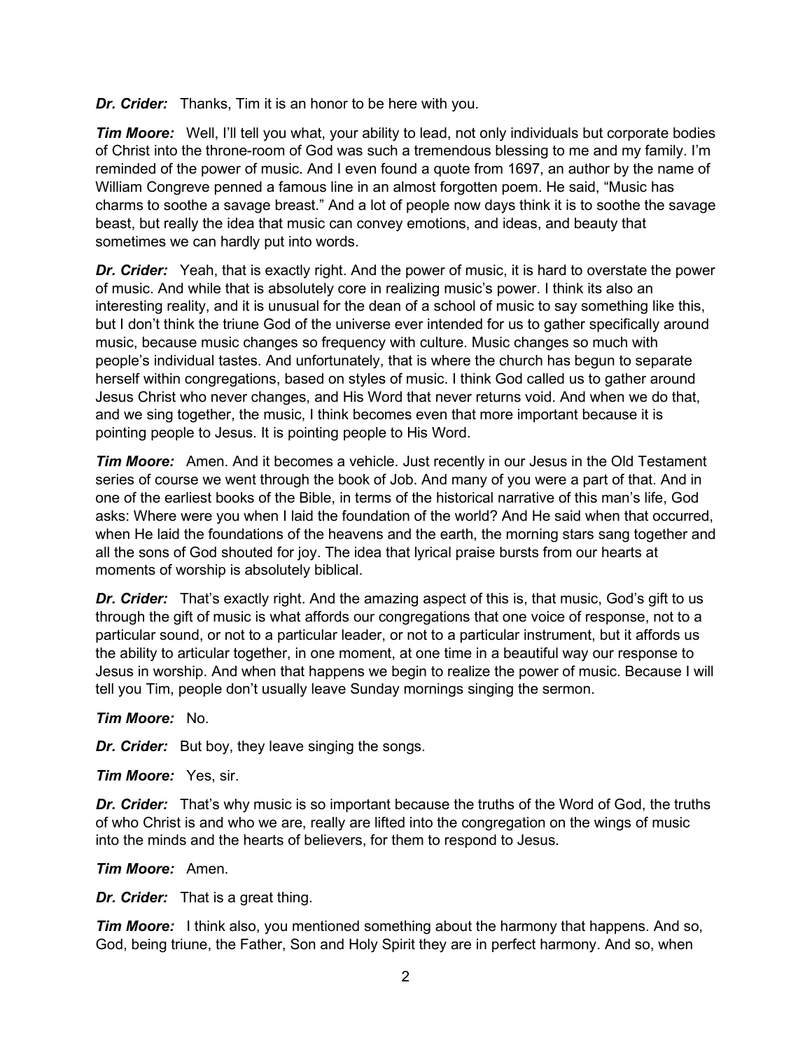***Dr. Crider:*** Thanks, Tim it is an honor to be here with you.

***Tim Moore:*** Well, I'll tell you what, your ability to lead, not only individuals but corporate bodies of Christ into the throne-room of God was such a tremendous blessing to me and my family. I'm reminded of the power of music. And I even found a quote from 1697, an author by the name of William Congreve penned a famous line in an almost forgotten poem. He said, "Music has charms to soothe a savage breast." And a lot of people now days think it is to soothe the savage beast, but really the idea that music can convey emotions, and ideas, and beauty that sometimes we can hardly put into words.

***Dr. Crider:*** Yeah, that is exactly right. And the power of music, it is hard to overstate the power of music. And while that is absolutely core in realizing music's power. I think its also an interesting reality, and it is unusual for the dean of a school of music to say something like this, but I don't think the triune God of the universe ever intended for us to gather specifically around music, because music changes so frequency with culture. Music changes so much with people's individual tastes. And unfortunately, that is where the church has begun to separate herself within congregations, based on styles of music. I think God called us to gather around Jesus Christ who never changes, and His Word that never returns void. And when we do that, and we sing together, the music, I think becomes even that more important because it is pointing people to Jesus. It is pointing people to His Word.

***Tim Moore:*** Amen. And it becomes a vehicle. Just recently in our Jesus in the Old Testament series of course we went through the book of Job. And many of you were a part of that. And in one of the earliest books of the Bible, in terms of the historical narrative of this man's life, God asks: Where were you when I laid the foundation of the world? And He said when that occurred, when He laid the foundations of the heavens and the earth, the morning stars sang together and all the sons of God shouted for joy. The idea that lyrical praise bursts from our hearts at moments of worship is absolutely biblical.

***Dr. Crider:*** That's exactly right. And the amazing aspect of this is, that music, God's gift to us through the gift of music is what affords our congregations that one voice of response, not to a particular sound, or not to a particular leader, or not to a particular instrument, but it affords us the ability to articular together, in one moment, at one time in a beautiful way our response to Jesus in worship. And when that happens we begin to realize the power of music. Because I will tell you Tim, people don't usually leave Sunday mornings singing the sermon.

***Tim Moore:*** No.

***Dr. Crider:*** But boy, they leave singing the songs.

***Tim Moore:*** Yes, sir.

***Dr. Crider:*** That's why music is so important because the truths of the Word of God, the truths of who Christ is and who we are, really are lifted into the congregation on the wings of music into the minds and the hearts of believers, for them to respond to Jesus.

***Tim Moore:*** Amen.

***Dr. Crider:*** That is a great thing.

***Tim Moore:*** I think also, you mentioned something about the harmony that happens. And so, God, being triune, the Father, Son and Holy Spirit they are in perfect harmony. And so, when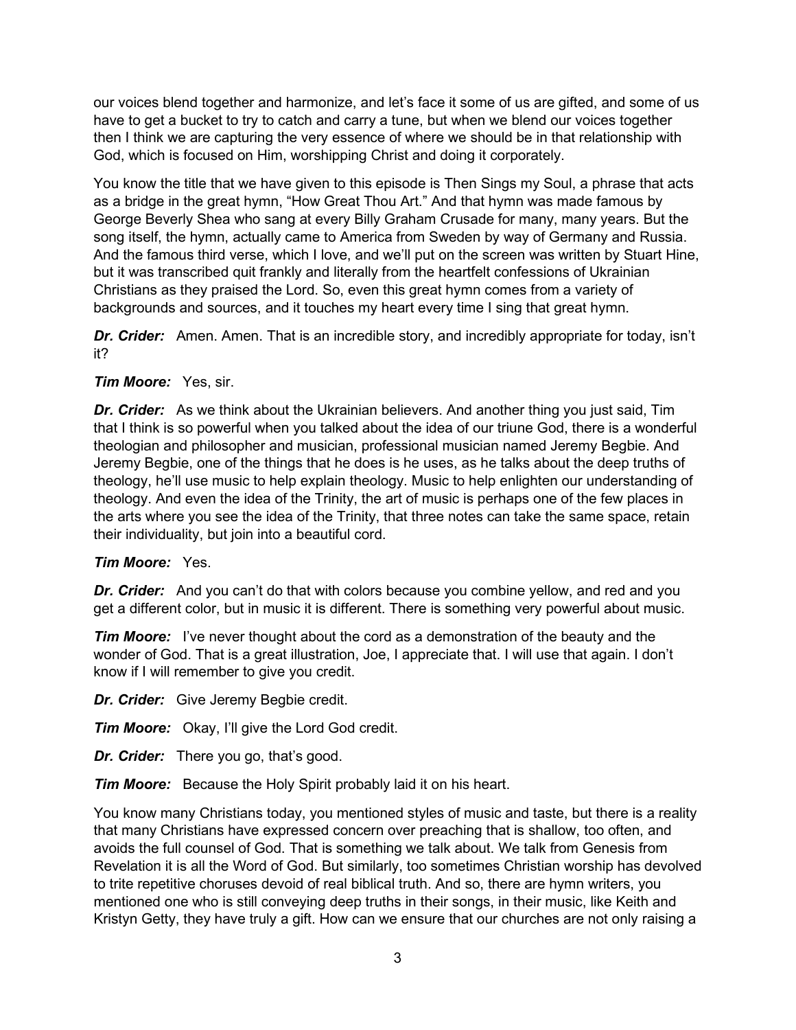our voices blend together and harmonize, and let's face it some of us are gifted, and some of us have to get a bucket to try to catch and carry a tune, but when we blend our voices together then I think we are capturing the very essence of where we should be in that relationship with God, which is focused on Him, worshipping Christ and doing it corporately.

You know the title that we have given to this episode is Then Sings my Soul, a phrase that acts as a bridge in the great hymn, "How Great Thou Art." And that hymn was made famous by George Beverly Shea who sang at every Billy Graham Crusade for many, many years. But the song itself, the hymn, actually came to America from Sweden by way of Germany and Russia. And the famous third verse, which I love, and we'll put on the screen was written by Stuart Hine, but it was transcribed quit frankly and literally from the heartfelt confessions of Ukrainian Christians as they praised the Lord. So, even this great hymn comes from a variety of backgrounds and sources, and it touches my heart every time I sing that great hymn.

***Dr. Crider:*** Amen. Amen. That is an incredible story, and incredibly appropriate for today, isn't it?

***Tim Moore:*** Yes, sir.

***Dr. Crider:*** As we think about the Ukrainian believers. And another thing you just said, Tim that I think is so powerful when you talked about the idea of our triune God, there is a wonderful theologian and philosopher and musician, professional musician named Jeremy Begbie. And Jeremy Begbie, one of the things that he does is he uses, as he talks about the deep truths of theology, he'll use music to help explain theology. Music to help enlighten our understanding of theology. And even the idea of the Trinity, the art of music is perhaps one of the few places in the arts where you see the idea of the Trinity, that three notes can take the same space, retain their individuality, but join into a beautiful cord.

***Tim Moore:*** Yes.

***Dr. Crider:*** And you can't do that with colors because you combine yellow, and red and you get a different color, but in music it is different. There is something very powerful about music.

***Tim Moore:*** I've never thought about the cord as a demonstration of the beauty and the wonder of God. That is a great illustration, Joe, I appreciate that. I will use that again. I don't know if I will remember to give you credit.

***Dr. Crider:*** Give Jeremy Begbie credit.

***Tim Moore:*** Okay, I'll give the Lord God credit.

***Dr. Crider:*** There you go, that's good.

***Tim Moore:*** Because the Holy Spirit probably laid it on his heart.

You know many Christians today, you mentioned styles of music and taste, but there is a reality that many Christians have expressed concern over preaching that is shallow, too often, and avoids the full counsel of God. That is something we talk about. We talk from Genesis from Revelation it is all the Word of God. But similarly, too sometimes Christian worship has devolved to trite repetitive choruses devoid of real biblical truth. And so, there are hymn writers, you mentioned one who is still conveying deep truths in their songs, in their music, like Keith and Kristyn Getty, they have truly a gift. How can we ensure that our churches are not only raising a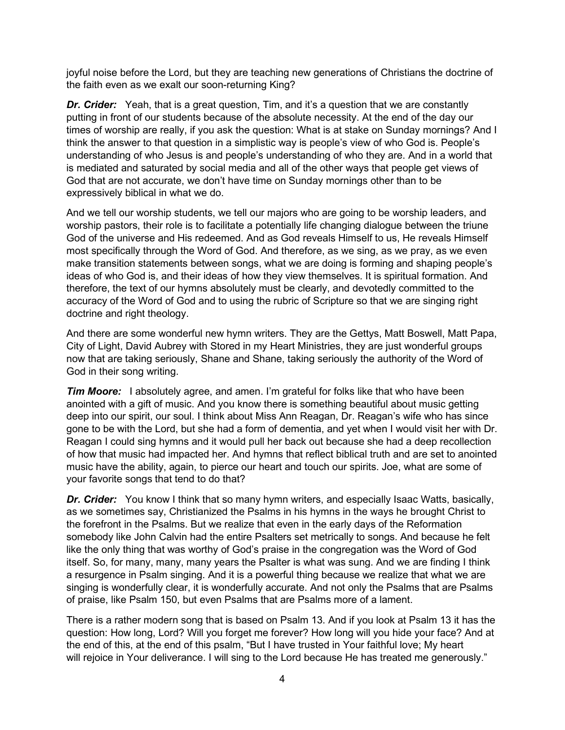joyful noise before the Lord, but they are teaching new generations of Christians the doctrine of the faith even as we exalt our soon-returning King?

***Dr. Crider:*** Yeah, that is a great question, Tim, and it's a question that we are constantly putting in front of our students because of the absolute necessity. At the end of the day our times of worship are really, if you ask the question: What is at stake on Sunday mornings? And I think the answer to that question in a simplistic way is people's view of who God is. People's understanding of who Jesus is and people's understanding of who they are. And in a world that is mediated and saturated by social media and all of the other ways that people get views of God that are not accurate, we don't have time on Sunday mornings other than to be expressively biblical in what we do.

And we tell our worship students, we tell our majors who are going to be worship leaders, and worship pastors, their role is to facilitate a potentially life changing dialogue between the triune God of the universe and His redeemed. And as God reveals Himself to us, He reveals Himself most specifically through the Word of God. And therefore, as we sing, as we pray, as we even make transition statements between songs, what we are doing is forming and shaping people's ideas of who God is, and their ideas of how they view themselves. It is spiritual formation. And therefore, the text of our hymns absolutely must be clearly, and devotedly committed to the accuracy of the Word of God and to using the rubric of Scripture so that we are singing right doctrine and right theology.

And there are some wonderful new hymn writers. They are the Gettys, Matt Boswell, Matt Papa, City of Light, David Aubrey with Stored in my Heart Ministries, they are just wonderful groups now that are taking seriously, Shane and Shane, taking seriously the authority of the Word of God in their song writing.

***Tim Moore:*** I absolutely agree, and amen. I'm grateful for folks like that who have been anointed with a gift of music. And you know there is something beautiful about music getting deep into our spirit, our soul. I think about Miss Ann Reagan, Dr. Reagan's wife who has since gone to be with the Lord, but she had a form of dementia, and yet when I would visit her with Dr. Reagan I could sing hymns and it would pull her back out because she had a deep recollection of how that music had impacted her. And hymns that reflect biblical truth and are set to anointed music have the ability, again, to pierce our heart and touch our spirits. Joe, what are some of your favorite songs that tend to do that?

***Dr. Crider:*** You know I think that so many hymn writers, and especially Isaac Watts, basically, as we sometimes say, Christianized the Psalms in his hymns in the ways he brought Christ to the forefront in the Psalms. But we realize that even in the early days of the Reformation somebody like John Calvin had the entire Psalters set metrically to songs. And because he felt like the only thing that was worthy of God's praise in the congregation was the Word of God itself. So, for many, many, many years the Psalter is what was sung. And we are finding I think a resurgence in Psalm singing. And it is a powerful thing because we realize that what we are singing is wonderfully clear, it is wonderfully accurate. And not only the Psalms that are Psalms of praise, like Psalm 150, but even Psalms that are Psalms more of a lament.

There is a rather modern song that is based on Psalm 13. And if you look at Psalm 13 it has the question: How long, Lord? Will you forget me forever? How long will you hide your face? And at the end of this, at the end of this psalm, "But I have trusted in Your faithful love; My heart will rejoice in Your deliverance. I will sing to the Lord because He has treated me generously."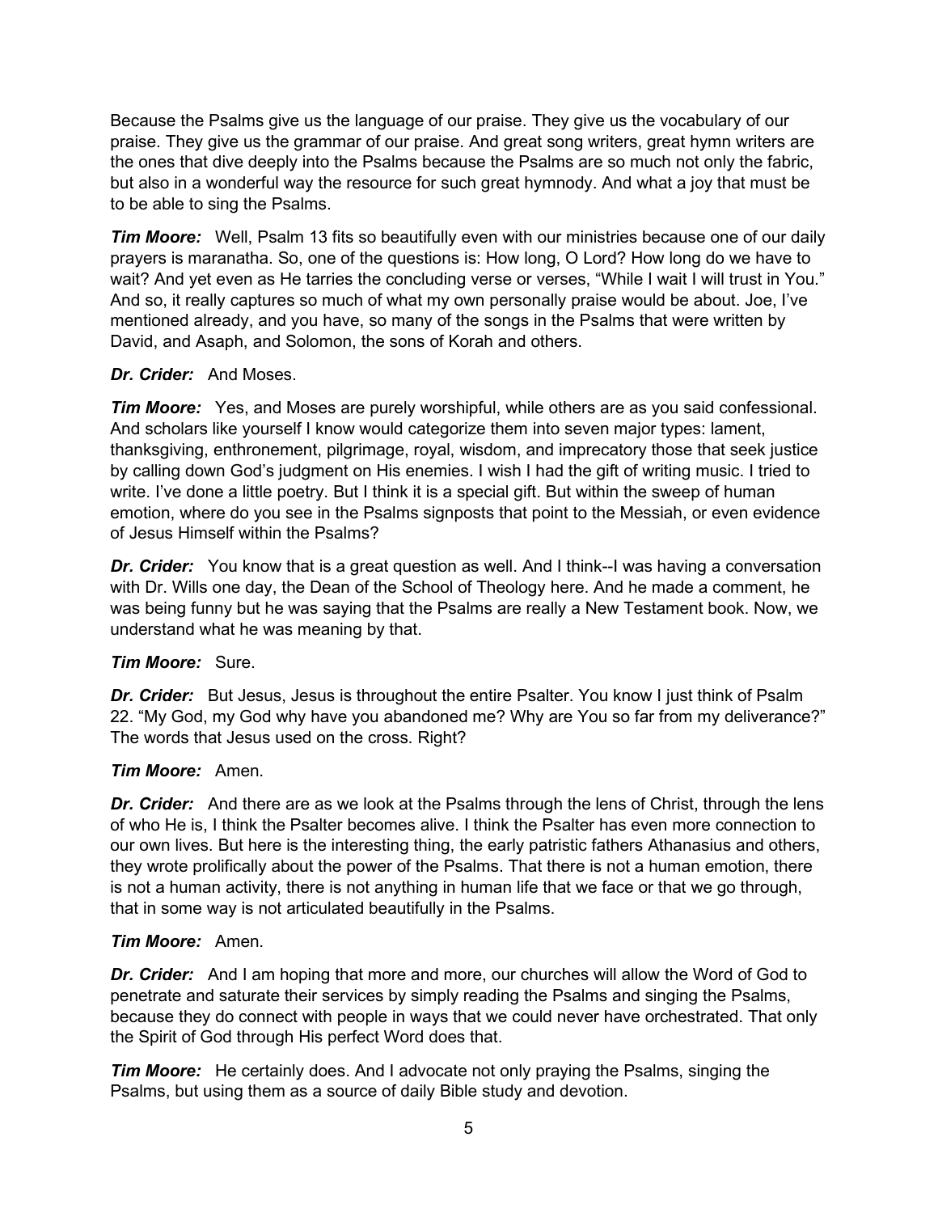Because the Psalms give us the language of our praise. They give us the vocabulary of our praise. They give us the grammar of our praise. And great song writers, great hymn writers are the ones that dive deeply into the Psalms because the Psalms are so much not only the fabric, but also in a wonderful way the resource for such great hymnody. And what a joy that must be to be able to sing the Psalms.

***Tim Moore:*** Well, Psalm 13 fits so beautifully even with our ministries because one of our daily prayers is maranatha. So, one of the questions is: How long, O Lord? How long do we have to wait? And yet even as He tarries the concluding verse or verses, "While I wait I will trust in You." And so, it really captures so much of what my own personally praise would be about. Joe, I've mentioned already, and you have, so many of the songs in the Psalms that were written by David, and Asaph, and Solomon, the sons of Korah and others.

***Dr. Crider:*** And Moses.

***Tim Moore:*** Yes, and Moses are purely worshipful, while others are as you said confessional. And scholars like yourself I know would categorize them into seven major types: lament, thanksgiving, enthronement, pilgrimage, royal, wisdom, and imprecatory those that seek justice by calling down God's judgment on His enemies. I wish I had the gift of writing music. I tried to write. I've done a little poetry. But I think it is a special gift. But within the sweep of human emotion, where do you see in the Psalms signposts that point to the Messiah, or even evidence of Jesus Himself within the Psalms?

***Dr. Crider:*** You know that is a great question as well. And I think--I was having a conversation with Dr. Wills one day, the Dean of the School of Theology here. And he made a comment, he was being funny but he was saying that the Psalms are really a New Testament book. Now, we understand what he was meaning by that.

***Tim Moore:*** Sure.

***Dr. Crider:*** But Jesus, Jesus is throughout the entire Psalter. You know I just think of Psalm 22. "My God, my God why have you abandoned me? Why are You so far from my deliverance?" The words that Jesus used on the cross. Right?

***Tim Moore:*** Amen.

***Dr. Crider:*** And there are as we look at the Psalms through the lens of Christ, through the lens of who He is, I think the Psalter becomes alive. I think the Psalter has even more connection to our own lives. But here is the interesting thing, the early patristic fathers Athanasius and others, they wrote prolifically about the power of the Psalms. That there is not a human emotion, there is not a human activity, there is not anything in human life that we face or that we go through, that in some way is not articulated beautifully in the Psalms.

***Tim Moore:*** Amen.

***Dr. Crider:*** And I am hoping that more and more, our churches will allow the Word of God to penetrate and saturate their services by simply reading the Psalms and singing the Psalms, because they do connect with people in ways that we could never have orchestrated. That only the Spirit of God through His perfect Word does that.

***Tim Moore:*** He certainly does. And I advocate not only praying the Psalms, singing the Psalms, but using them as a source of daily Bible study and devotion.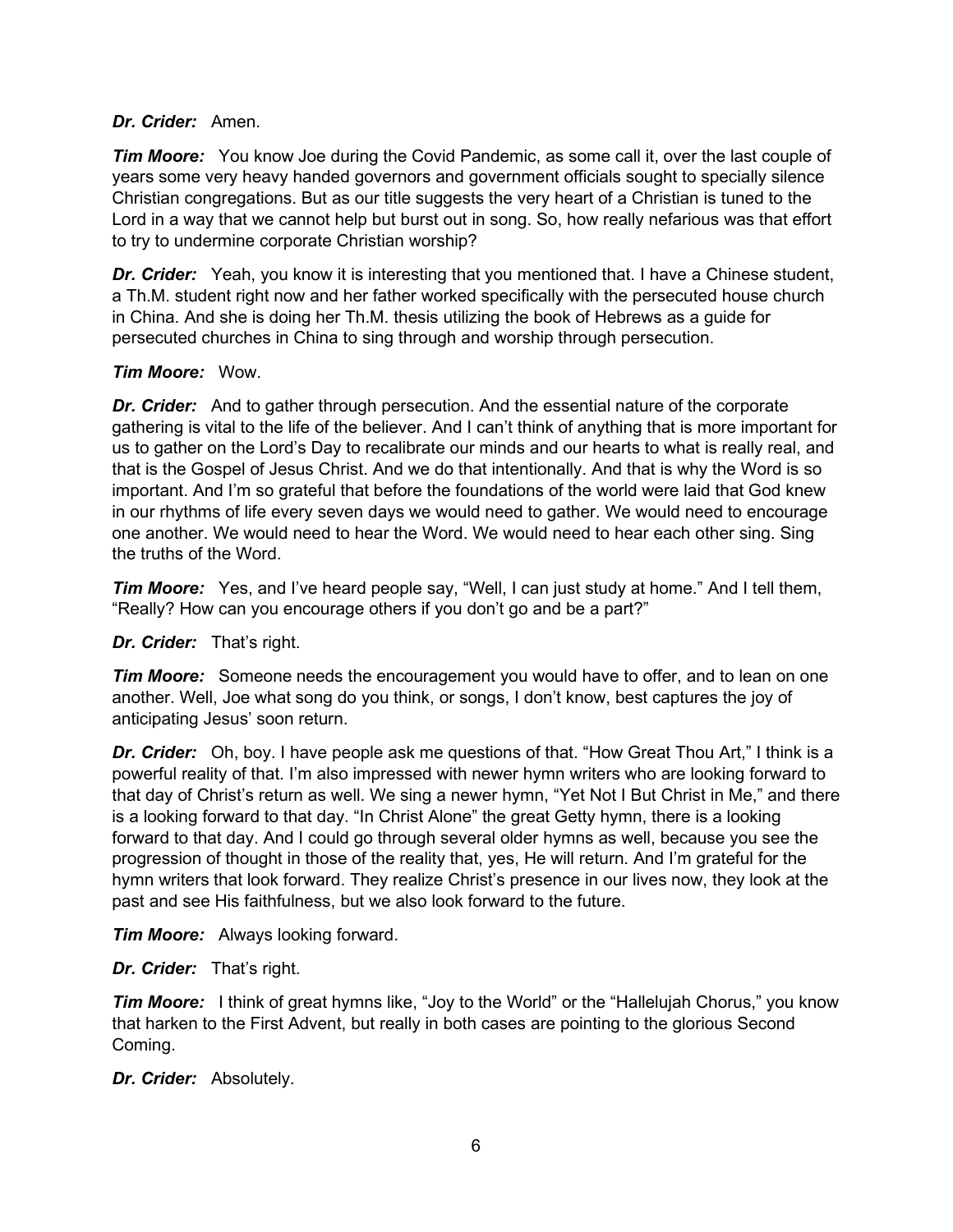***Dr. Crider:*** Amen.

***Tim Moore:*** You know Joe during the Covid Pandemic, as some call it, over the last couple of years some very heavy handed governors and government officials sought to specially silence Christian congregations. But as our title suggests the very heart of a Christian is tuned to the Lord in a way that we cannot help but burst out in song. So, how really nefarious was that effort to try to undermine corporate Christian worship?

***Dr. Crider:*** Yeah, you know it is interesting that you mentioned that. I have a Chinese student, a Th.M. student right now and her father worked specifically with the persecuted house church in China. And she is doing her Th.M. thesis utilizing the book of Hebrews as a guide for persecuted churches in China to sing through and worship through persecution.

***Tim Moore:*** Wow.

***Dr. Crider:*** And to gather through persecution. And the essential nature of the corporate gathering is vital to the life of the believer. And I can't think of anything that is more important for us to gather on the Lord's Day to recalibrate our minds and our hearts to what is really real, and that is the Gospel of Jesus Christ. And we do that intentionally. And that is why the Word is so important. And I'm so grateful that before the foundations of the world were laid that God knew in our rhythms of life every seven days we would need to gather. We would need to encourage one another. We would need to hear the Word. We would need to hear each other sing. Sing the truths of the Word.

***Tim Moore:*** Yes, and I've heard people say, "Well, I can just study at home." And I tell them, "Really? How can you encourage others if you don't go and be a part?"

***Dr. Crider:*** That's right.

***Tim Moore:*** Someone needs the encouragement you would have to offer, and to lean on one another. Well, Joe what song do you think, or songs, I don't know, best captures the joy of anticipating Jesus' soon return.

***Dr. Crider:*** Oh, boy. I have people ask me questions of that. "How Great Thou Art," I think is a powerful reality of that. I'm also impressed with newer hymn writers who are looking forward to that day of Christ's return as well. We sing a newer hymn, "Yet Not I But Christ in Me," and there is a looking forward to that day. "In Christ Alone" the great Getty hymn, there is a looking forward to that day. And I could go through several older hymns as well, because you see the progression of thought in those of the reality that, yes, He will return. And I'm grateful for the hymn writers that look forward. They realize Christ's presence in our lives now, they look at the past and see His faithfulness, but we also look forward to the future.

***Tim Moore:*** Always looking forward.

***Dr. Crider:*** That's right.

***Tim Moore:*** I think of great hymns like, "Joy to the World" or the "Hallelujah Chorus," you know that harken to the First Advent, but really in both cases are pointing to the glorious Second Coming.

***Dr. Crider:*** Absolutely.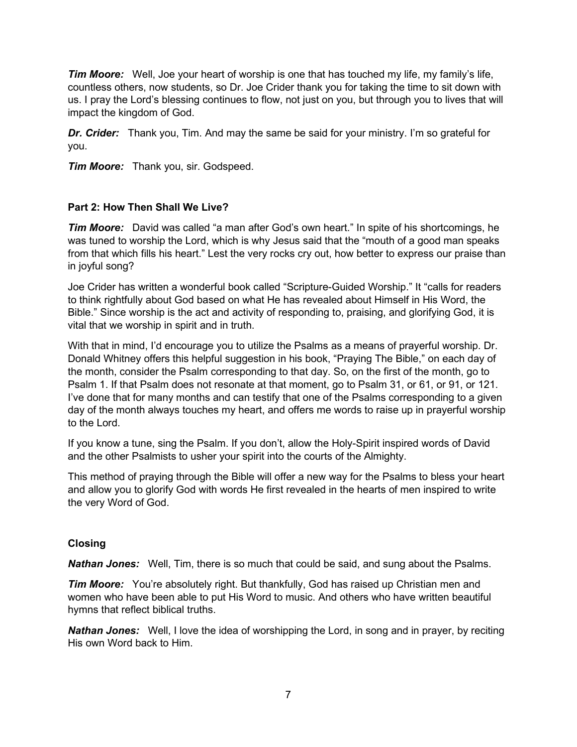***Tim Moore:*** Well, Joe your heart of worship is one that has touched my life, my family's life, countless others, now students, so Dr. Joe Crider thank you for taking the time to sit down with us. I pray the Lord's blessing continues to flow, not just on you, but through you to lives that will impact the kingdom of God.

***Dr. Crider:*** Thank you, Tim. And may the same be said for your ministry. I'm so grateful for you.

***Tim Moore:*** Thank you, sir. Godspeed.

**Part 2: How Then Shall We Live?**

***Tim Moore:*** David was called "a man after God's own heart." In spite of his shortcomings, he was tuned to worship the Lord, which is why Jesus said that the "mouth of a good man speaks from that which fills his heart." Lest the very rocks cry out, how better to express our praise than in joyful song?

Joe Crider has written a wonderful book called "Scripture-Guided Worship." It "calls for readers to think rightfully about God based on what He has revealed about Himself in His Word, the Bible." Since worship is the act and activity of responding to, praising, and glorifying God, it is vital that we worship in spirit and in truth.

With that in mind, I'd encourage you to utilize the Psalms as a means of prayerful worship. Dr. Donald Whitney offers this helpful suggestion in his book, "Praying The Bible," on each day of the month, consider the Psalm corresponding to that day. So, on the first of the month, go to Psalm 1. If that Psalm does not resonate at that moment, go to Psalm 31, or 61, or 91, or 121. I've done that for many months and can testify that one of the Psalms corresponding to a given day of the month always touches my heart, and offers me words to raise up in prayerful worship to the Lord.

If you know a tune, sing the Psalm. If you don't, allow the Holy-Spirit inspired words of David and the other Psalmists to usher your spirit into the courts of the Almighty.

This method of praying through the Bible will offer a new way for the Psalms to bless your heart and allow you to glorify God with words He first revealed in the hearts of men inspired to write the very Word of God.

**Closing**

***Nathan Jones:*** Well, Tim, there is so much that could be said, and sung about the Psalms.

***Tim Moore:*** You're absolutely right. But thankfully, God has raised up Christian men and women who have been able to put His Word to music. And others who have written beautiful hymns that reflect biblical truths.

***Nathan Jones:*** Well, I love the idea of worshipping the Lord, in song and in prayer, by reciting His own Word back to Him.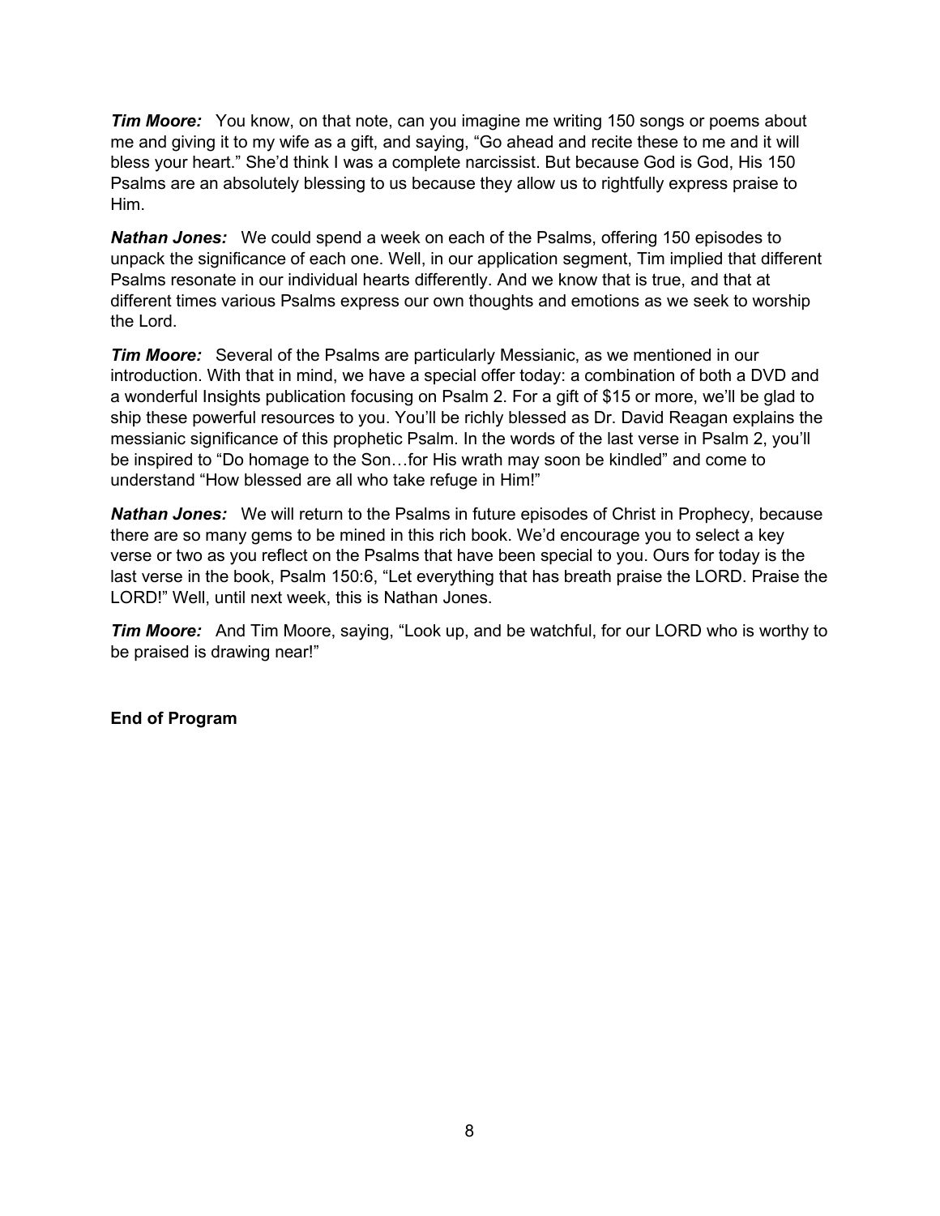***Tim Moore:*** You know, on that note, can you imagine me writing 150 songs or poems about me and giving it to my wife as a gift, and saying, "Go ahead and recite these to me and it will bless your heart." She'd think I was a complete narcissist. But because God is God, His 150 Psalms are an absolutely blessing to us because they allow us to rightfully express praise to Him.

***Nathan Jones:*** We could spend a week on each of the Psalms, offering 150 episodes to unpack the significance of each one. Well, in our application segment, Tim implied that different Psalms resonate in our individual hearts differently. And we know that is true, and that at different times various Psalms express our own thoughts and emotions as we seek to worship the Lord.

***Tim Moore:*** Several of the Psalms are particularly Messianic, as we mentioned in our introduction. With that in mind, we have a special offer today: a combination of both a DVD and a wonderful Insights publication focusing on Psalm 2. For a gift of $15 or more, we'll be glad to ship these powerful resources to you. You'll be richly blessed as Dr. David Reagan explains the messianic significance of this prophetic Psalm. In the words of the last verse in Psalm 2, you'll be inspired to "Do homage to the Son…for His wrath may soon be kindled" and come to understand "How blessed are all who take refuge in Him!"

***Nathan Jones:*** We will return to the Psalms in future episodes of Christ in Prophecy, because there are so many gems to be mined in this rich book. We'd encourage you to select a key verse or two as you reflect on the Psalms that have been special to you. Ours for today is the last verse in the book, Psalm 150:6, "Let everything that has breath praise the LORD. Praise the LORD!" Well, until next week, this is Nathan Jones.

***Tim Moore:*** And Tim Moore, saying, "Look up, and be watchful, for our LORD who is worthy to be praised is drawing near!"

**End of Program**